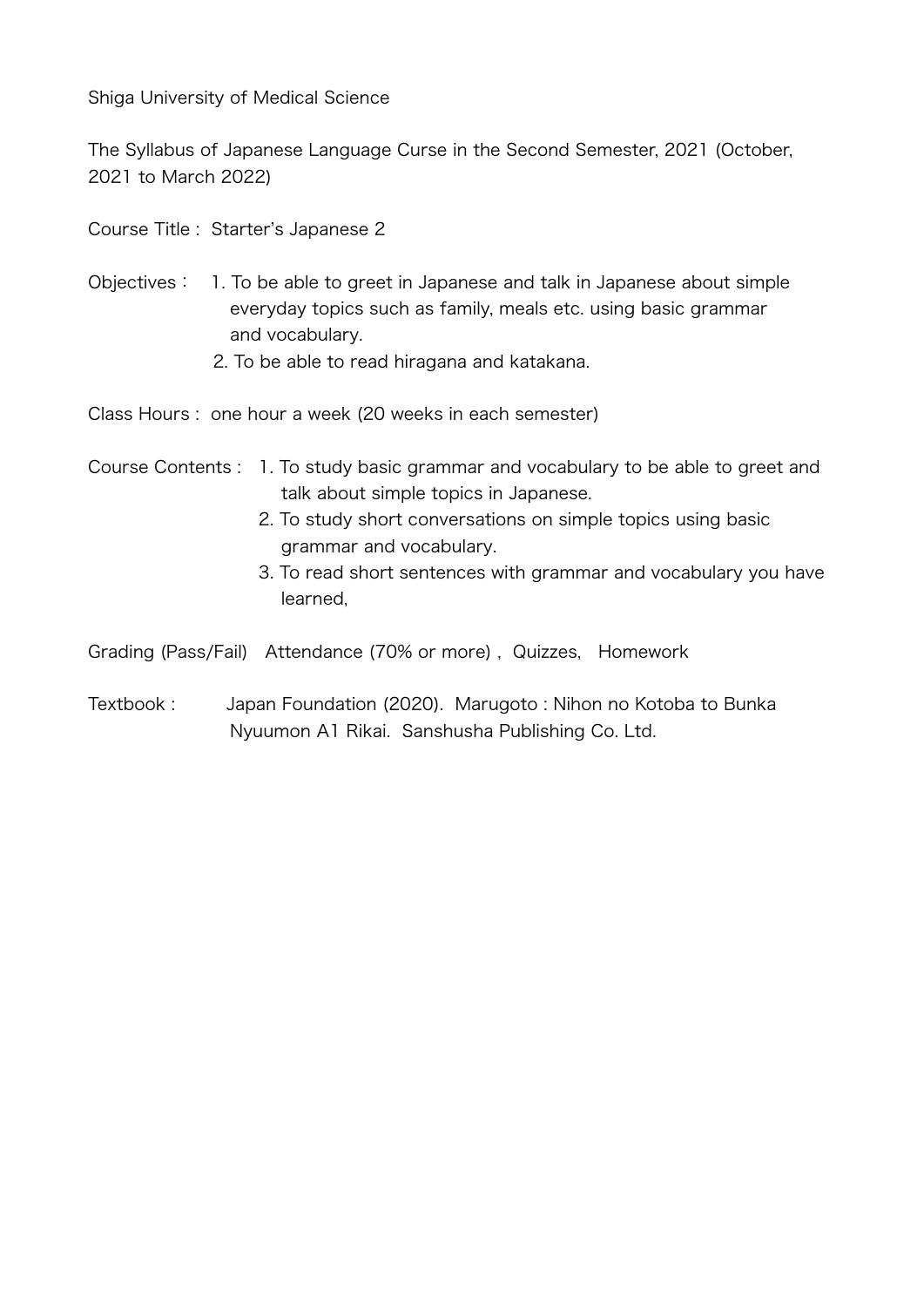Shiga University of Medical Science

The Syllabus of Japanese Language Curse in the Second Semester, 2021 (October, 2021 to March 2022)

Course Title : Starter's Japanese 2

Objectives：
1. To be able to greet in Japanese and talk in Japanese about simple everyday topics such as family, meals etc. using basic grammar and vocabulary.
2. To be able to read hiragana and katakana.

Class Hours : one hour a week (20 weeks in each semester)

Course Contents :
1. To study basic grammar and vocabulary to be able to greet and talk about simple topics in Japanese.
2. To study short conversations on simple topics using basic grammar and vocabulary.
3. To read short sentences with grammar and vocabulary you have learned,

Grading (Pass/Fail) Attendance (70% or more) , Quizzes, Homework

Textbook : Japan Foundation (2020). Marugoto : Nihon no Kotoba to Bunka Nyuumon A1 Rikai. Sanshusha Publishing Co. Ltd.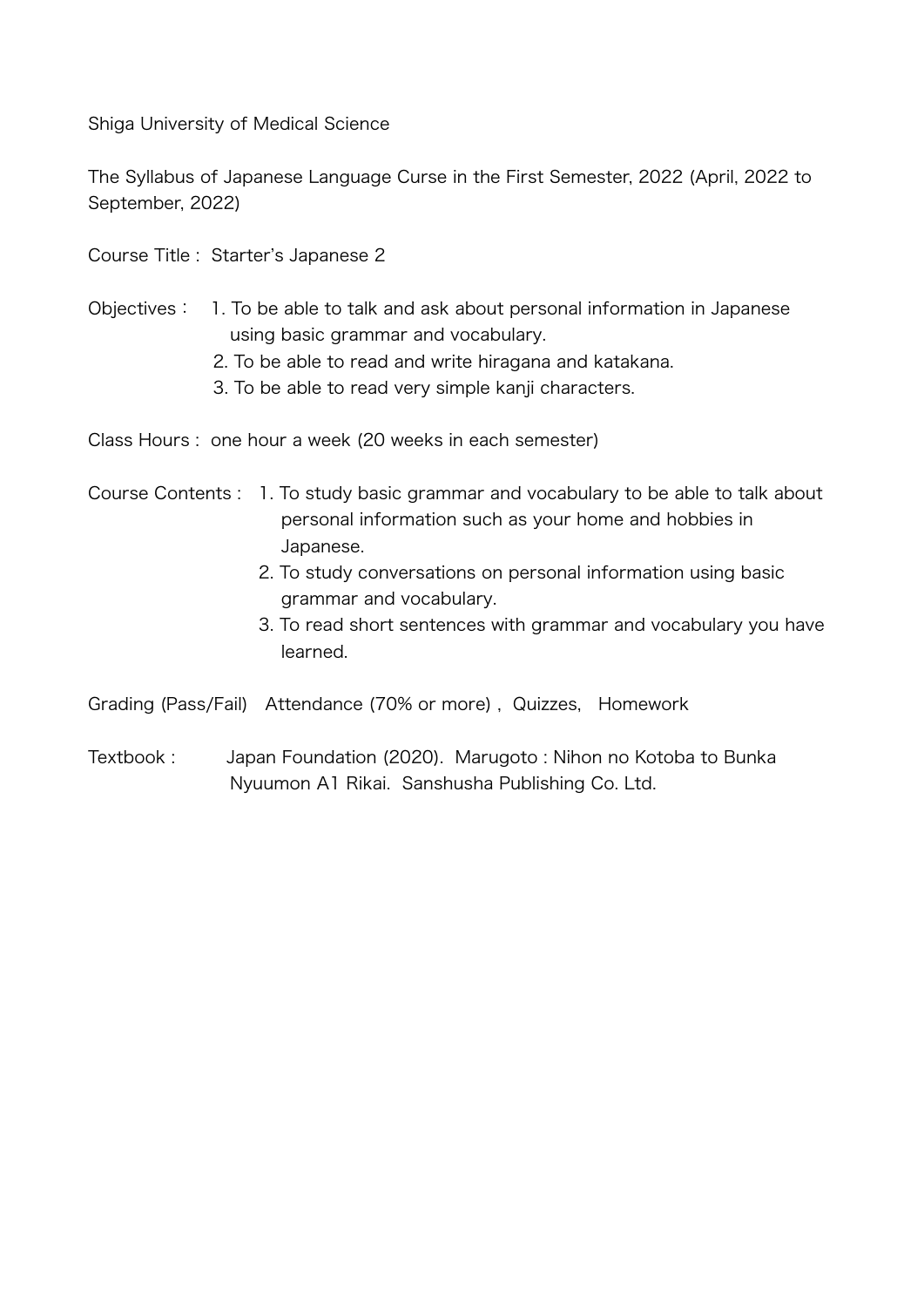Shiga University of Medical Science

The Syllabus of Japanese Language Curse in the First Semester, 2022 (April, 2022 to September, 2022)

Course Title : Starter's Japanese 2

Objectives：
1. To be able to talk and ask about personal information in Japanese using basic grammar and vocabulary.
2. To be able to read and write hiragana and katakana.
3. To be able to read very simple kanji characters.

Class Hours : one hour a week (20 weeks in each semester)

Course Contents :
1. To study basic grammar and vocabulary to be able to talk about personal information such as your home and hobbies in Japanese.
2. To study conversations on personal information using basic grammar and vocabulary.
3. To read short sentences with grammar and vocabulary you have learned.

Grading (Pass/Fail) Attendance (70% or more) , Quizzes, Homework

Textbook : Japan Foundation (2020). Marugoto : Nihon no Kotoba to Bunka Nyuumon A1 Rikai. Sanshusha Publishing Co. Ltd.